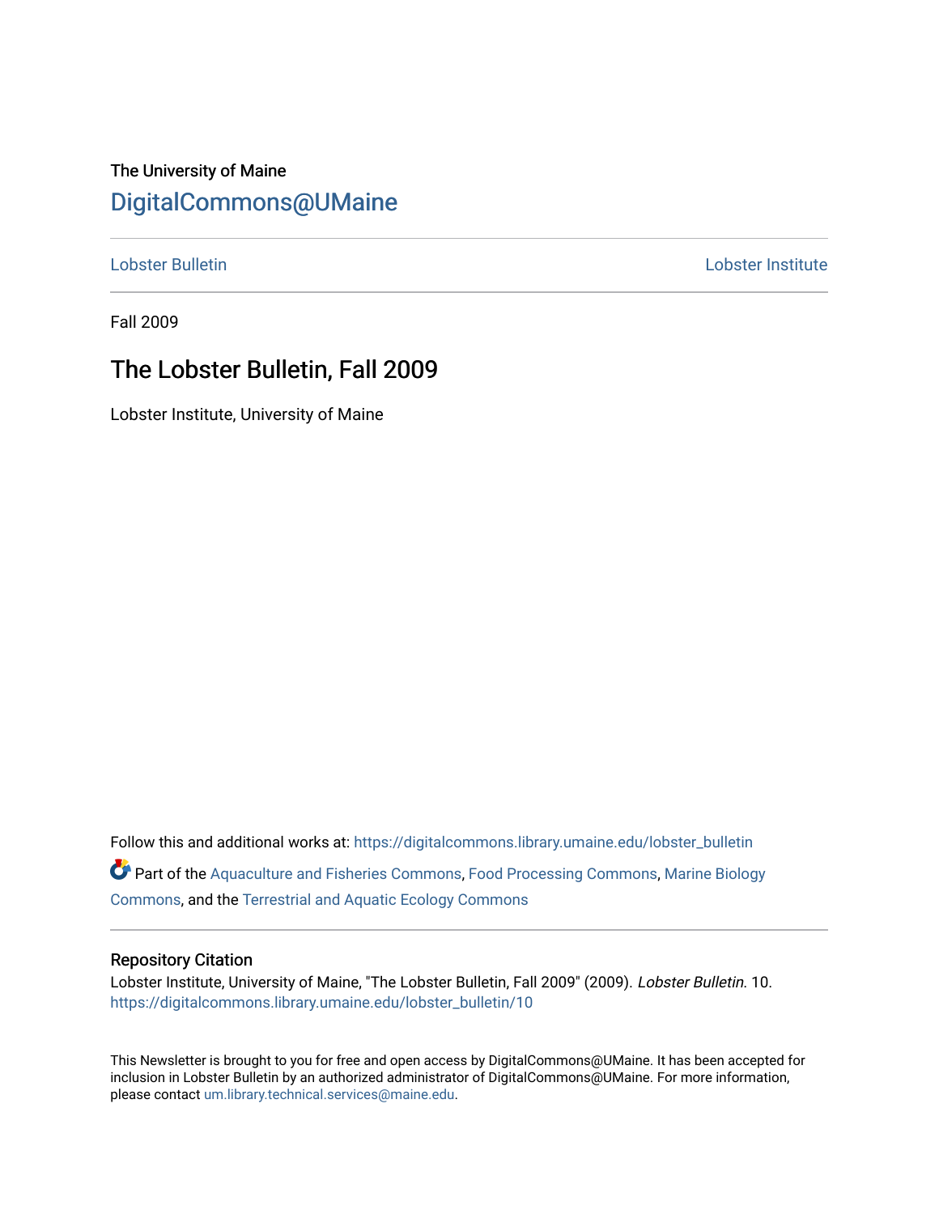The University of Maine

# DigitalCommons@UMaine

Lobster Bulletin | Lobster Institute

Fall 2009

## The Lobster Bulletin, Fall 2009

Lobster Institute, University of Maine

Follow this and additional works at: https://digitalcommons.library.umaine.edu/lobster_bulletin

Part of the Aquaculture and Fisheries Commons, Food Processing Commons, Marine Biology Commons, and the Terrestrial and Aquatic Ecology Commons

### Repository Citation

Lobster Institute, University of Maine, "The Lobster Bulletin, Fall 2009" (2009). *Lobster Bulletin*. 10. https://digitalcommons.library.umaine.edu/lobster_bulletin/10

This Newsletter is brought to you for free and open access by DigitalCommons@UMaine. It has been accepted for inclusion in Lobster Bulletin by an authorized administrator of DigitalCommons@UMaine. For more information, please contact um.library.technical.services@maine.edu.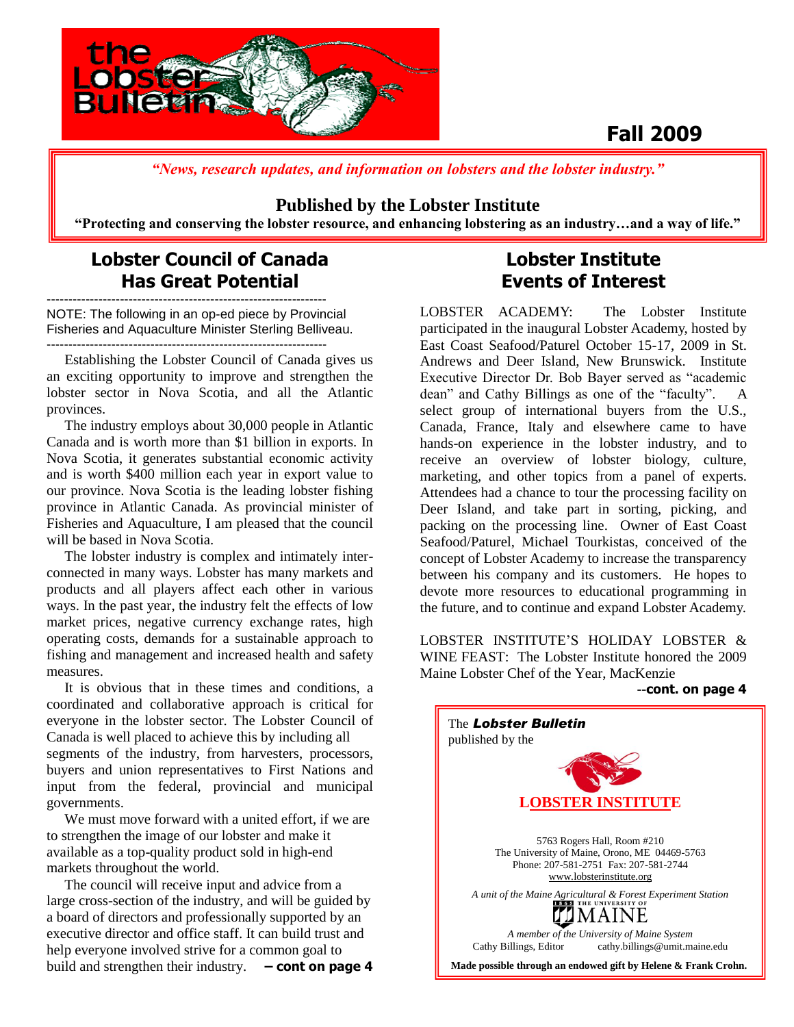# the Lobster Bulletin

**Fall 2009**

*"News, research updates, and information on lobsters and the lobster industry."*

**Published by the Lobster Institute**

**"Protecting and conserving the lobster resource, and enhancing lobstering as an industry…and a way of life."**

## Lobster Council of Canada Has Great Potential

---

NOTE: The following in an op-ed piece by Provincial Fisheries and Aquaculture Minister Sterling Belliveau.

---

Establishing the Lobster Council of Canada gives us an exciting opportunity to improve and strengthen the lobster sector in Nova Scotia, and all the Atlantic provinces.

The industry employs about 30,000 people in Atlantic Canada and is worth more than $1 billion in exports. In Nova Scotia, it generates substantial economic activity and is worth $400 million each year in export value to our province. Nova Scotia is the leading lobster fishing province in Atlantic Canada. As provincial minister of Fisheries and Aquaculture, I am pleased that the council will be based in Nova Scotia.

The lobster industry is complex and intimately interconnected in many ways. Lobster has many markets and products and all players affect each other in various ways. In the past year, the industry felt the effects of low market prices, negative currency exchange rates, high operating costs, demands for a sustainable approach to fishing and management and increased health and safety measures.

It is obvious that in these times and conditions, a coordinated and collaborative approach is critical for everyone in the lobster sector. The Lobster Council of Canada is well placed to achieve this by including all segments of the industry, from harvesters, processors, buyers and union representatives to First Nations and input from the federal, provincial and municipal governments.

We must move forward with a united effort, if we are to strengthen the image of our lobster and make it available as a top-quality product sold in high-end markets throughout the world.

The council will receive input and advice from a large cross-section of the industry, and will be guided by a board of directors and professionally supported by an executive director and office staff. It can build trust and help everyone involved strive for a common goal to build and strengthen their industry. **– cont on page 4**

## Lobster Institute Events of Interest

LOBSTER ACADEMY: The Lobster Institute participated in the inaugural Lobster Academy, hosted by East Coast Seafood/Paturel October 15-17, 2009 in St. Andrews and Deer Island, New Brunswick. Institute Executive Director Dr. Bob Bayer served as "academic dean" and Cathy Billings as one of the "faculty". A select group of international buyers from the U.S., Canada, France, Italy and elsewhere came to have hands-on experience in the lobster industry, and to receive an overview of lobster biology, culture, marketing, and other topics from a panel of experts. Attendees had a chance to tour the processing facility on Deer Island, and take part in sorting, picking, and packing on the processing line. Owner of East Coast Seafood/Paturel, Michael Tourkistas, conceived of the concept of Lobster Academy to increase the transparency between his company and its customers. He hopes to devote more resources to educational programming in the future, and to continue and expand Lobster Academy.

LOBSTER INSTITUTE'S HOLIDAY LOBSTER & WINE FEAST: The Lobster Institute honored the 2009 Maine Lobster Chef of the Year, MacKenzie

--**cont. on page 4**

---

The ***Lobster Bulletin*** published by the

**LOBSTER INSTITUTE**

5763 Rogers Hall, Room #210
The University of Maine, Orono, ME 04469-5763
Phone: 207-581-2751 Fax: 207-581-2744
www.lobsterinstitute.org

*A unit of the Maine Agricultural & Forest Experiment Station*

THE UNIVERSITY OF MAINE

*A member of the University of Maine System*

Cathy Billings, Editor cathy.billings@umit.maine.edu

**Made possible through an endowed gift by Helene & Frank Crohn.**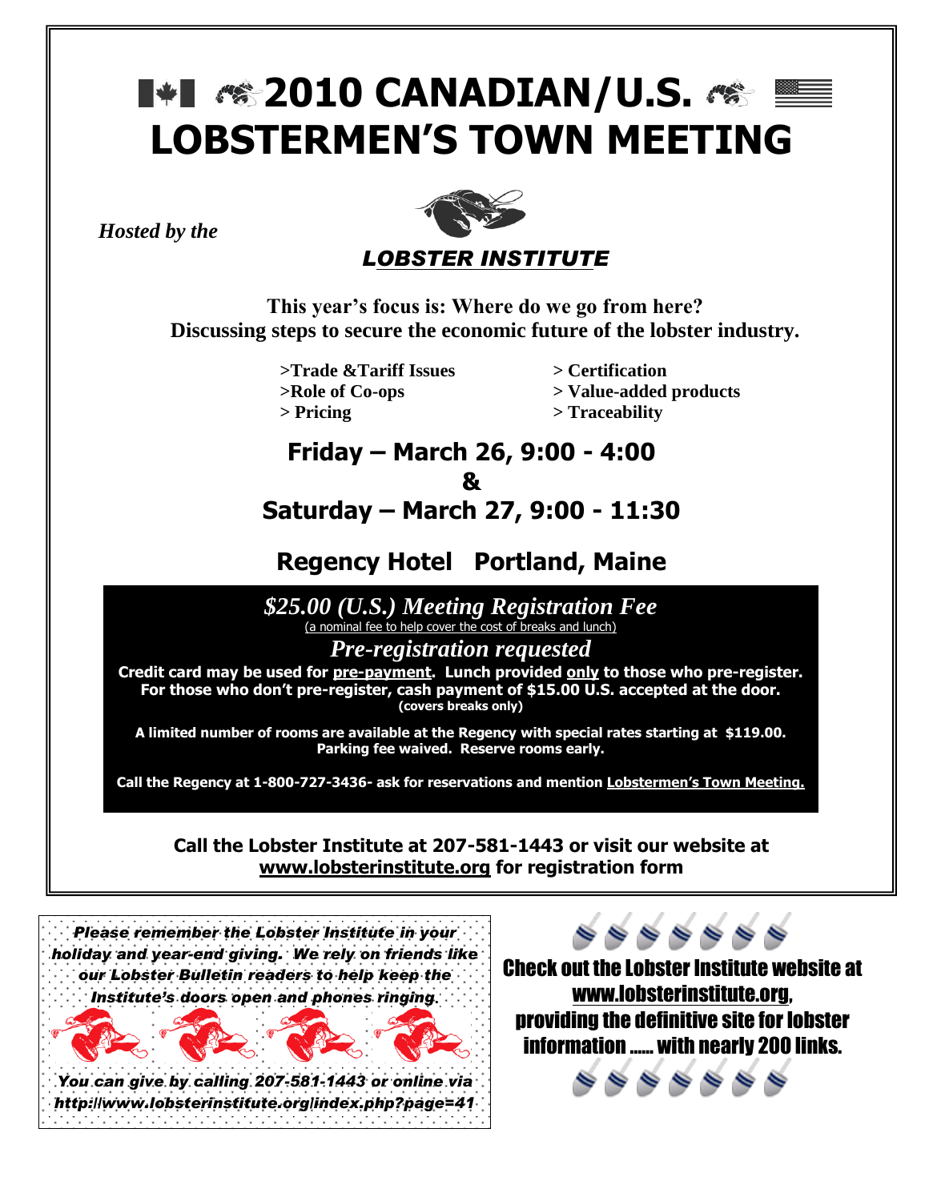# 2010 CANADIAN/U.S. LOBSTERMEN'S TOWN MEETING

*Hosted by the*

***LOBSTER INSTITUTE***

**This year's focus is: Where do we go from here?**
**Discussing steps to secure the economic future of the lobster industry.**

- **>Trade &Tariff Issues**
- **>Role of Co-ops**
- **> Pricing**
- **> Certification**
- **> Value-added products**
- **> Traceability**

## Friday – March 26, 9:00 - 4:00
## &
## Saturday – March 27, 9:00 - 11:30

## Regency Hotel Portland, Maine

***$25.00 (U.S.) Meeting Registration Fee***
(a nominal fee to help cover the cost of breaks and lunch)

***Pre-registration requested***

**Credit card may be used for pre-payment. Lunch provided only to those who pre-register. For those who don't pre-register, cash payment of $15.00 U.S. accepted at the door.**
**(covers breaks only)**

**A limited number of rooms are available at the Regency with special rates starting at $119.00. Parking fee waived. Reserve rooms early.**

**Call the Regency at 1-800-727-3436- ask for reservations and mention Lobstermen's Town Meeting.**

**Call the Lobster Institute at 207-581-1443 or visit our website at www.lobsterinstitute.org for registration form**

***Please remember the Lobster Institute in your holiday and year-end giving. We rely on friends like our Lobster Bulletin readers to help keep the Institute's doors open and phones ringing.***

***You can give by calling 207-581-1443 or online via http://www.lobsterinstitute.org/index.php?page=41***

**Check out the Lobster Institute website at www.lobsterinstitute.org, providing the definitive site for lobster information ...... with nearly 200 links.**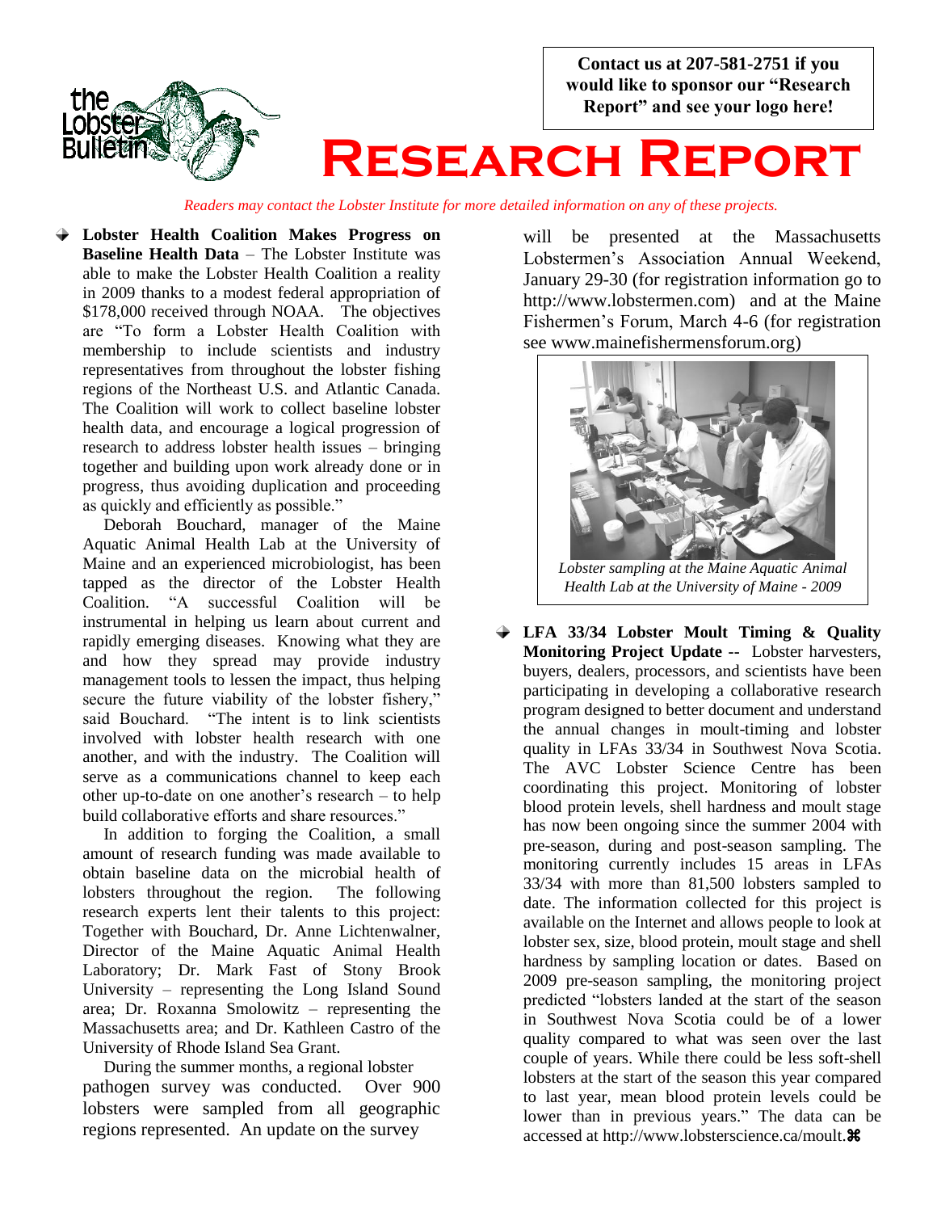Contact us at 207-581-2751 if you would like to sponsor our "Research Report" and see your logo here!

# Research Report

*Readers may contact the Lobster Institute for more detailed information on any of these projects.*

- **Lobster Health Coalition Makes Progress on Baseline Health Data** – The Lobster Institute was able to make the Lobster Health Coalition a reality in 2009 thanks to a modest federal appropriation of $178,000 received through NOAA. The objectives are "To form a Lobster Health Coalition with membership to include scientists and industry representatives from throughout the lobster fishing regions of the Northeast U.S. and Atlantic Canada. The Coalition will work to collect baseline lobster health data, and encourage a logical progression of research to address lobster health issues – bringing together and building upon work already done or in progress, thus avoiding duplication and proceeding as quickly and efficiently as possible."

  Deborah Bouchard, manager of the Maine Aquatic Animal Health Lab at the University of Maine and an experienced microbiologist, has been tapped as the director of the Lobster Health Coalition. "A successful Coalition will be instrumental in helping us learn about current and rapidly emerging diseases. Knowing what they are and how they spread may provide industry management tools to lessen the impact, thus helping secure the future viability of the lobster fishery," said Bouchard. "The intent is to link scientists involved with lobster health research with one another, and with the industry. The Coalition will serve as a communications channel to keep each other up-to-date on one another's research – to help build collaborative efforts and share resources."

  In addition to forging the Coalition, a small amount of research funding was made available to obtain baseline data on the microbial health of lobsters throughout the region. The following research experts lent their talents to this project: Together with Bouchard, Dr. Anne Lichtenwalner, Director of the Maine Aquatic Animal Health Laboratory; Dr. Mark Fast of Stony Brook University – representing the Long Island Sound area; Dr. Roxanna Smolowitz – representing the Massachusetts area; and Dr. Kathleen Castro of the University of Rhode Island Sea Grant.

  During the summer months, a regional lobster pathogen survey was conducted. Over 900 lobsters were sampled from all geographic regions represented. An update on the survey will be presented at the Massachusetts Lobstermen's Association Annual Weekend, January 29-30 (for registration information go to http://www.lobstermen.com) and at the Maine Fishermen's Forum, March 4-6 (for registration see www.mainefishermensforum.org)

*Lobster sampling at the Maine Aquatic Animal Health Lab at the University of Maine - 2009*

- **LFA 33/34 Lobster Moult Timing & Quality Monitoring Project Update --** Lobster harvesters, buyers, dealers, processors, and scientists have been participating in developing a collaborative research program designed to better document and understand the annual changes in moult-timing and lobster quality in LFAs 33/34 in Southwest Nova Scotia. The AVC Lobster Science Centre has been coordinating this project. Monitoring of lobster blood protein levels, shell hardness and moult stage has now been ongoing since the summer 2004 with pre-season, during and post-season sampling. The monitoring currently includes 15 areas in LFAs 33/34 with more than 81,500 lobsters sampled to date. The information collected for this project is available on the Internet and allows people to look at lobster sex, size, blood protein, moult stage and shell hardness by sampling location or dates. Based on 2009 pre-season sampling, the monitoring project predicted "lobsters landed at the start of the season in Southwest Nova Scotia could be of a lower quality compared to what was seen over the last couple of years. While there could be less soft-shell lobsters at the start of the season this year compared to last year, mean blood protein levels could be lower than in previous years." The data can be accessed at http://www.lobsterscience.ca/moult.⌘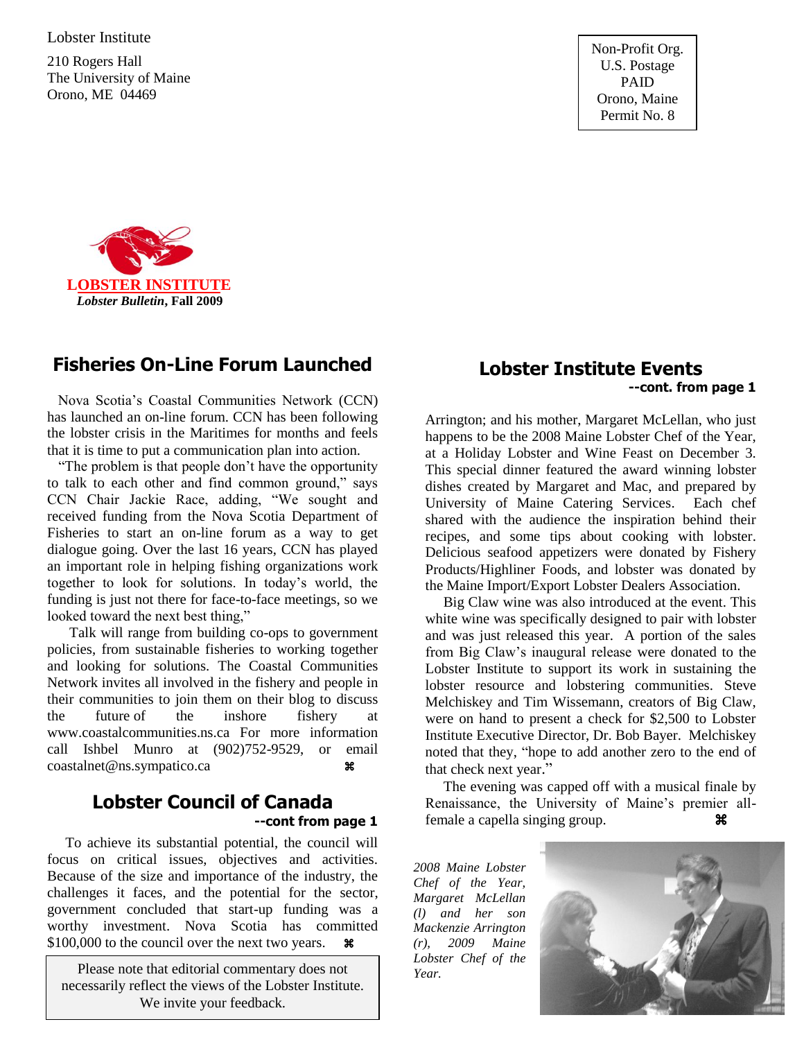Lobster Institute

210 Rogers Hall
The University of Maine
Orono, ME 04469

Non-Profit Org.
U.S. Postage
PAID
Orono, Maine
Permit No. 8

**LOBSTER INSTITUTE**
***Lobster Bulletin*, Fall 2009**

## Fisheries On-Line Forum Launched

Nova Scotia's Coastal Communities Network (CCN) has launched an on-line forum. CCN has been following the lobster crisis in the Maritimes for months and feels that it is time to put a communication plan into action.

"The problem is that people don't have the opportunity to talk to each other and find common ground," says CCN Chair Jackie Race, adding, "We sought and received funding from the Nova Scotia Department of Fisheries to start an on-line forum as a way to get dialogue going. Over the last 16 years, CCN has played an important role in helping fishing organizations work together to look for solutions. In today's world, the funding is just not there for face-to-face meetings, so we looked toward the next best thing,"

Talk will range from building co-ops to government policies, from sustainable fisheries to working together and looking for solutions. The Coastal Communities Network invites all involved in the fishery and people in their communities to join them on their blog to discuss the future of the inshore fishery at www.coastalcommunities.ns.ca For more information call Ishbel Munro at (902)752-9529, or email coastalnet@ns.sympatico.ca ⌘

## Lobster Council of Canada

**--cont from page 1**

To achieve its substantial potential, the council will focus on critical issues, objectives and activities. Because of the size and importance of the industry, the challenges it faces, and the potential for the sector, government concluded that start-up funding was a worthy investment. Nova Scotia has committed $100,000 to the council over the next two years. ⌘

Please note that editorial commentary does not necessarily reflect the views of the Lobster Institute. We invite your feedback.

## Lobster Institute Events

**--cont. from page 1**

Arrington; and his mother, Margaret McLellan, who just happens to be the 2008 Maine Lobster Chef of the Year, at a Holiday Lobster and Wine Feast on December 3. This special dinner featured the award winning lobster dishes created by Margaret and Mac, and prepared by University of Maine Catering Services. Each chef shared with the audience the inspiration behind their recipes, and some tips about cooking with lobster. Delicious seafood appetizers were donated by Fishery Products/Highliner Foods, and lobster was donated by the Maine Import/Export Lobster Dealers Association.

Big Claw wine was also introduced at the event. This white wine was specifically designed to pair with lobster and was just released this year. A portion of the sales from Big Claw's inaugural release were donated to the Lobster Institute to support its work in sustaining the lobster resource and lobstering communities. Steve Melchiskey and Tim Wissemann, creators of Big Claw, were on hand to present a check for $2,500 to Lobster Institute Executive Director, Dr. Bob Bayer. Melchiskey noted that they, "hope to add another zero to the end of that check next year."

The evening was capped off with a musical finale by Renaissance, the University of Maine's premier all-female a capella singing group. ⌘

*2008 Maine Lobster Chef of the Year, Margaret McLellan (l) and her son Mackenzie Arrington (r), 2009 Maine Lobster Chef of the Year.*